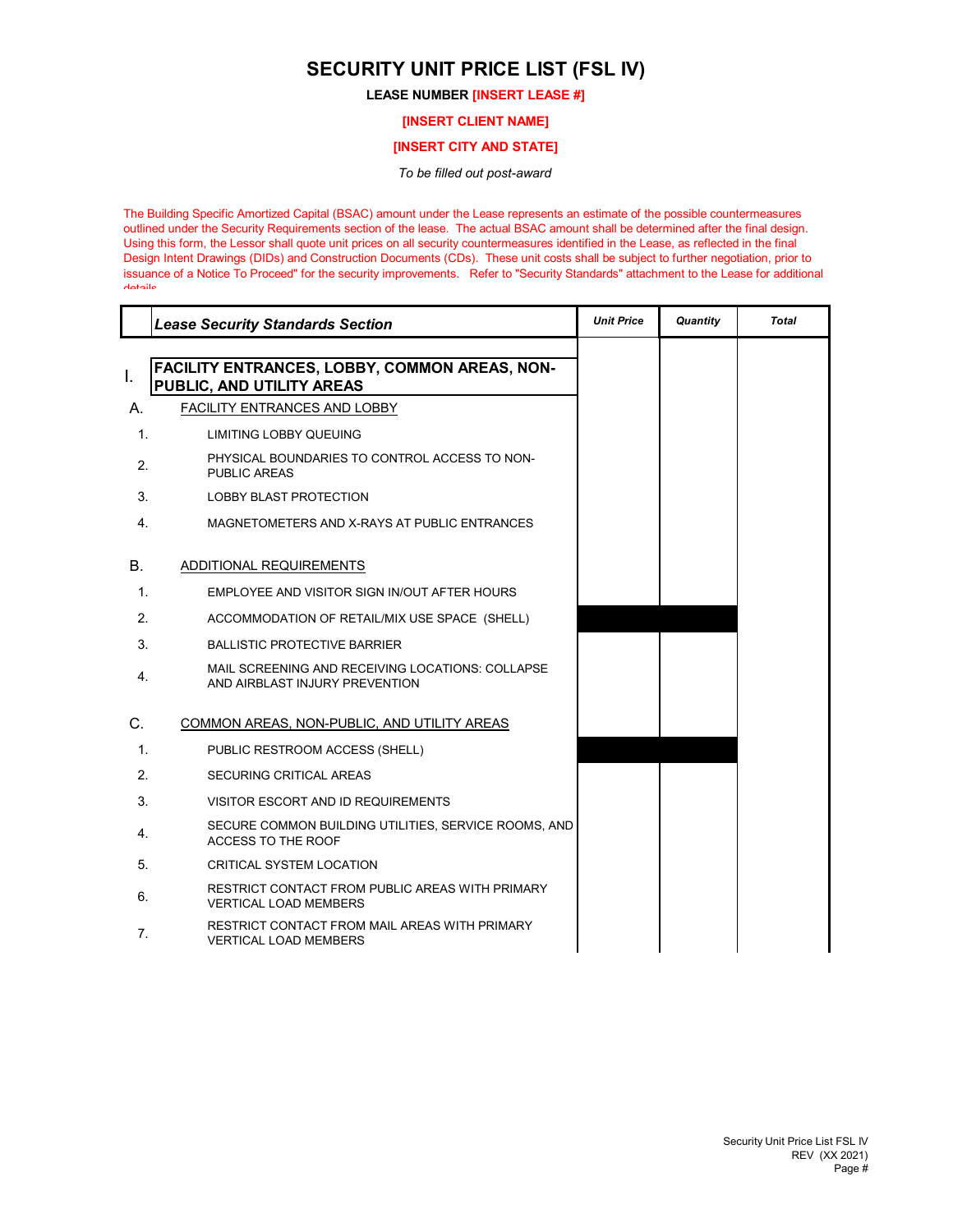# SECURITY UNIT PRICE LIST (FSL IV)

**LEASE NUMBER [INSERT LEASE #]**

**[INSERT CLIENT NAME]**

**[INSERT CITY AND STATE]**

*To be filled out post-award*

The Building Specific Amortized Capital (BSAC) amount under the Lease represents an estimate of the possible countermeasures outlined under the Security Requirements section of the lease. The actual BSAC amount shall be determined after the final design. Using this form, the Lessor shall quote unit prices on all security countermeasures identified in the Lease, as reflected in the final Design Intent Drawings (DIDs) and Construction Documents (CDs). These unit costs shall be subject to further negotiation, prior to issuance of a Notice To Proceed" for the security improvements. Refer to "Security Standards" attachment to the Lease for additional details

| | ***Lease Security Standards Section*** | ***Unit Price*** | ***Quantity*** | ***Total*** |
|---|---|---|---|---|
| I. | **FACILITY ENTRANCES, LOBBY, COMMON AREAS, NON-PUBLIC, AND UTILITY AREAS** | | | |
| A. | FACILITY ENTRANCES AND LOBBY | | | |
| 1. | LIMITING LOBBY QUEUING | | | |
| 2. | PHYSICAL BOUNDARIES TO CONTROL ACCESS TO NON-PUBLIC AREAS | | | |
| 3. | LOBBY BLAST PROTECTION | | | |
| 4. | MAGNETOMETERS AND X-RAYS AT PUBLIC ENTRANCES | | | |
| B. | ADDITIONAL REQUIREMENTS | | | |
| 1. | EMPLOYEE AND VISITOR SIGN IN/OUT AFTER HOURS | | | |
| 2. | ACCOMMODATION OF RETAIL/MIX USE SPACE (SHELL) | | | |
| 3. | BALLISTIC PROTECTIVE BARRIER | | | |
| 4. | MAIL SCREENING AND RECEIVING LOCATIONS: COLLAPSE AND AIRBLAST INJURY PREVENTION | | | |
| C. | COMMON AREAS, NON-PUBLIC, AND UTILITY AREAS | | | |
| 1. | PUBLIC RESTROOM ACCESS (SHELL) | | | |
| 2. | SECURING CRITICAL AREAS | | | |
| 3. | VISITOR ESCORT AND ID REQUIREMENTS | | | |
| 4. | SECURE COMMON BUILDING UTILITIES, SERVICE ROOMS, AND ACCESS TO THE ROOF | | | |
| 5. | CRITICAL SYSTEM LOCATION | | | |
| 6. | RESTRICT CONTACT FROM PUBLIC AREAS WITH PRIMARY VERTICAL LOAD MEMBERS | | | |
| 7. | RESTRICT CONTACT FROM MAIL AREAS WITH PRIMARY VERTICAL LOAD MEMBERS | | | |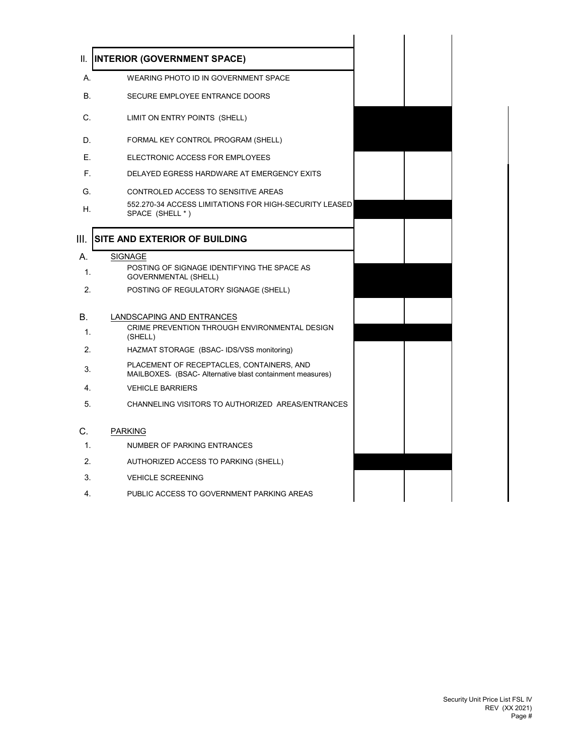| | | | |
|---|---|---|---|
| **II.** | **INTERIOR (GOVERNMENT SPACE)** | | |
| A. | WEARING PHOTO ID IN GOVERNMENT SPACE | | |
| B. | SECURE EMPLOYEE ENTRANCE DOORS | | |
| C. | LIMIT ON ENTRY POINTS (SHELL) | | |
| D. | FORMAL KEY CONTROL PROGRAM (SHELL) | | |
| E. | ELECTRONIC ACCESS FOR EMPLOYEES | | |
| F. | DELAYED EGRESS HARDWARE AT EMERGENCY EXITS | | |
| G. | CONTROLED ACCESS TO SENSITIVE AREAS | | |
| H. | 552.270-34 ACCESS LIMITATIONS FOR HIGH-SECURITY LEASED SPACE (SHELL * ) | | |
| **III.** | **SITE AND EXTERIOR OF BUILDING** | | |
| A. | SIGNAGE | | |
| 1. | POSTING OF SIGNAGE IDENTIFYING THE SPACE AS GOVERNMENTAL (SHELL) | | |
| 2. | POSTING OF REGULATORY SIGNAGE (SHELL) | | |
| B. | LANDSCAPING AND ENTRANCES | | |
| 1. | CRIME PREVENTION THROUGH ENVIRONMENTAL DESIGN (SHELL) | | |
| 2. | HAZMAT STORAGE (BSAC- IDS/VSS monitoring) | | |
| 3. | PLACEMENT OF RECEPTACLES, CONTAINERS, AND MAILBOXES- (BSAC- Alternative blast containment measures) | | |
| 4. | VEHICLE BARRIERS | | |
| 5. | CHANNELING VISITORS TO AUTHORIZED AREAS/ENTRANCES | | |
| C. | PARKING | | |
| 1. | NUMBER OF PARKING ENTRANCES | | |
| 2. | AUTHORIZED ACCESS TO PARKING (SHELL) | | |
| 3. | VEHICLE SCREENING | | |
| 4. | PUBLIC ACCESS TO GOVERNMENT PARKING AREAS | | |

Security Unit Price List FSL IV
REV (XX 2021)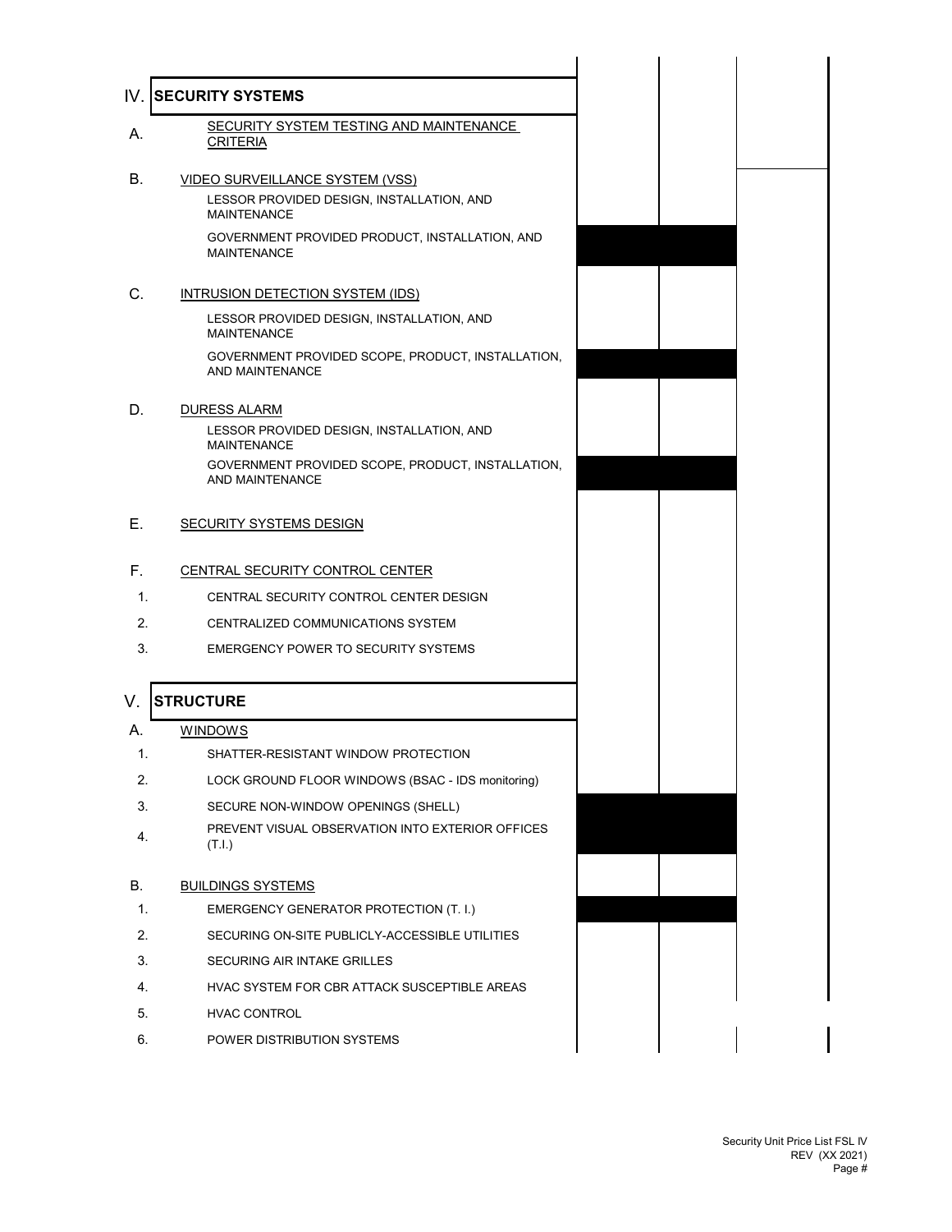| | | | | |
|---|---|---|---|---|
| IV. | **SECURITY SYSTEMS** | | | |
| A. | SECURITY SYSTEM TESTING AND MAINTENANCE CRITERIA | | | |
| B. | VIDEO SURVEILLANCE SYSTEM (VSS) | | | |
| | LESSOR PROVIDED DESIGN, INSTALLATION, AND MAINTENANCE | | | |
| | GOVERNMENT PROVIDED PRODUCT, INSTALLATION, AND MAINTENANCE | | | |
| C. | INTRUSION DETECTION SYSTEM (IDS) | | | |
| | LESSOR PROVIDED DESIGN, INSTALLATION, AND MAINTENANCE | | | |
| | GOVERNMENT PROVIDED SCOPE, PRODUCT, INSTALLATION, AND MAINTENANCE | | | |
| D. | DURESS ALARM | | | |
| | LESSOR PROVIDED DESIGN, INSTALLATION, AND MAINTENANCE | | | |
| | GOVERNMENT PROVIDED SCOPE, PRODUCT, INSTALLATION, AND MAINTENANCE | | | |
| E. | SECURITY SYSTEMS DESIGN | | | |
| F. | CENTRAL SECURITY CONTROL CENTER | | | |
| 1. | CENTRAL SECURITY CONTROL CENTER DESIGN | | | |
| 2. | CENTRALIZED COMMUNICATIONS SYSTEM | | | |
| 3. | EMERGENCY POWER TO SECURITY SYSTEMS | | | |
| V. | **STRUCTURE** | | | |
| A. | WINDOWS | | | |
| 1. | SHATTER-RESISTANT WINDOW PROTECTION | | | |
| 2. | LOCK GROUND FLOOR WINDOWS (BSAC - IDS monitoring) | | | |
| 3. | SECURE NON-WINDOW OPENINGS (SHELL) | | | |
| 4. | PREVENT VISUAL OBSERVATION INTO EXTERIOR OFFICES (T.I.) | | | |
| B. | BUILDINGS SYSTEMS | | | |
| 1. | EMERGENCY GENERATOR PROTECTION (T. I.) | | | |
| 2. | SECURING ON-SITE PUBLICLY-ACCESSIBLE UTILITIES | | | |
| 3. | SECURING AIR INTAKE GRILLES | | | |
| 4. | HVAC SYSTEM FOR CBR ATTACK SUSCEPTIBLE AREAS | | | |
| 5. | HVAC CONTROL | | | |
| 6. | POWER DISTRIBUTION SYSTEMS | | | |

Security Unit Price List FSL IV
REV (XX 2021)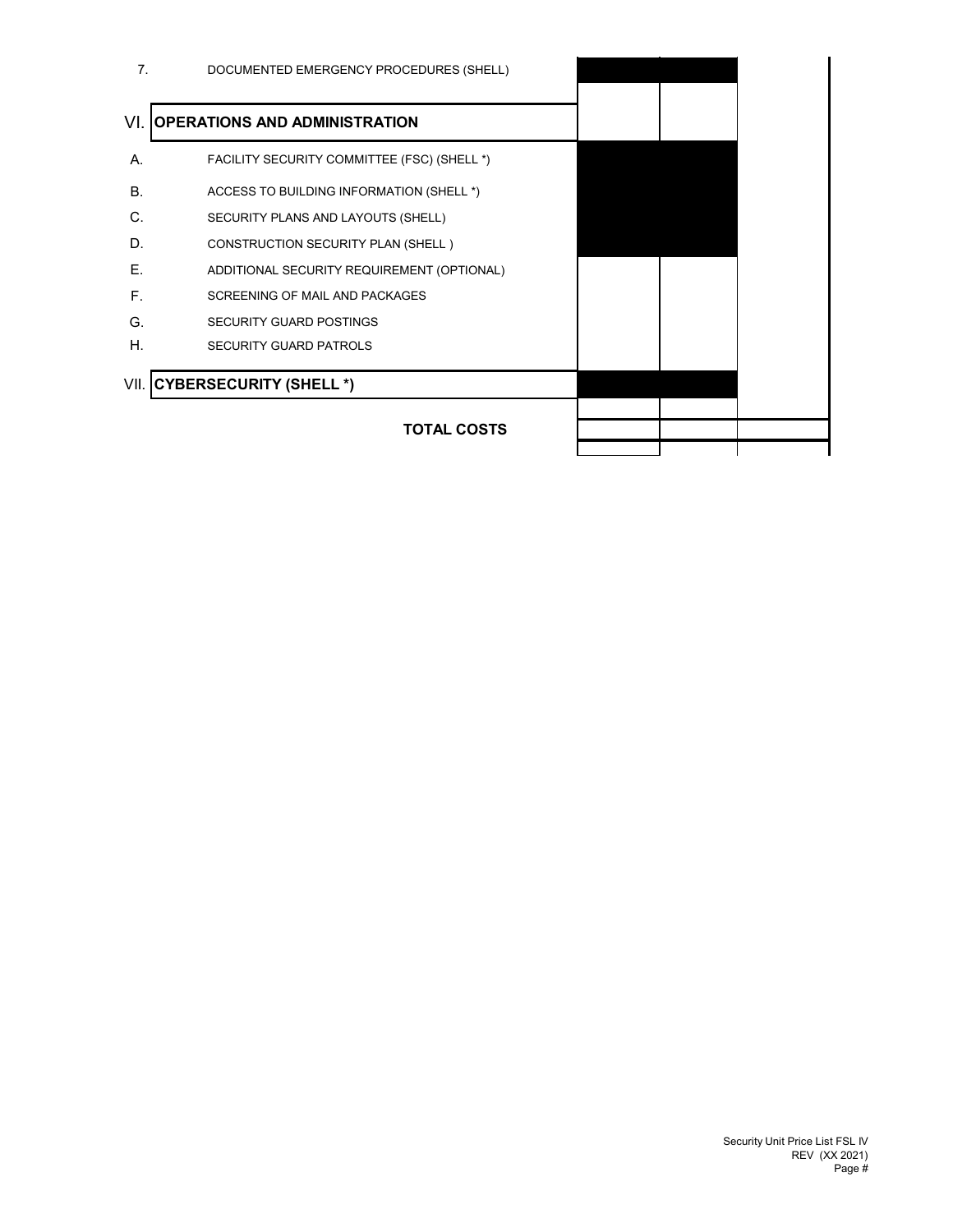| | | | | |
|---|---|---|---|---|
| 7. | DOCUMENTED EMERGENCY PROCEDURES (SHELL) | | | |
| VI. | **OPERATIONS AND ADMINISTRATION** | | | |
| A. | FACILITY SECURITY COMMITTEE (FSC) (SHELL *) | | | |
| B. | ACCESS TO BUILDING INFORMATION (SHELL *) | | | |
| C. | SECURITY PLANS AND LAYOUTS (SHELL) | | | |
| D. | CONSTRUCTION SECURITY PLAN (SHELL ) | | | |
| E. | ADDITIONAL SECURITY REQUIREMENT (OPTIONAL) | | | |
| F. | SCREENING OF MAIL AND PACKAGES | | | |
| G. | SECURITY GUARD POSTINGS | | | |
| H. | SECURITY GUARD PATROLS | | | |
| VII. | **CYBERSECURITY (SHELL *)** | | | |
| | **TOTAL COSTS** | | | |

Security Unit Price List FSL IV
REV (XX 2021)